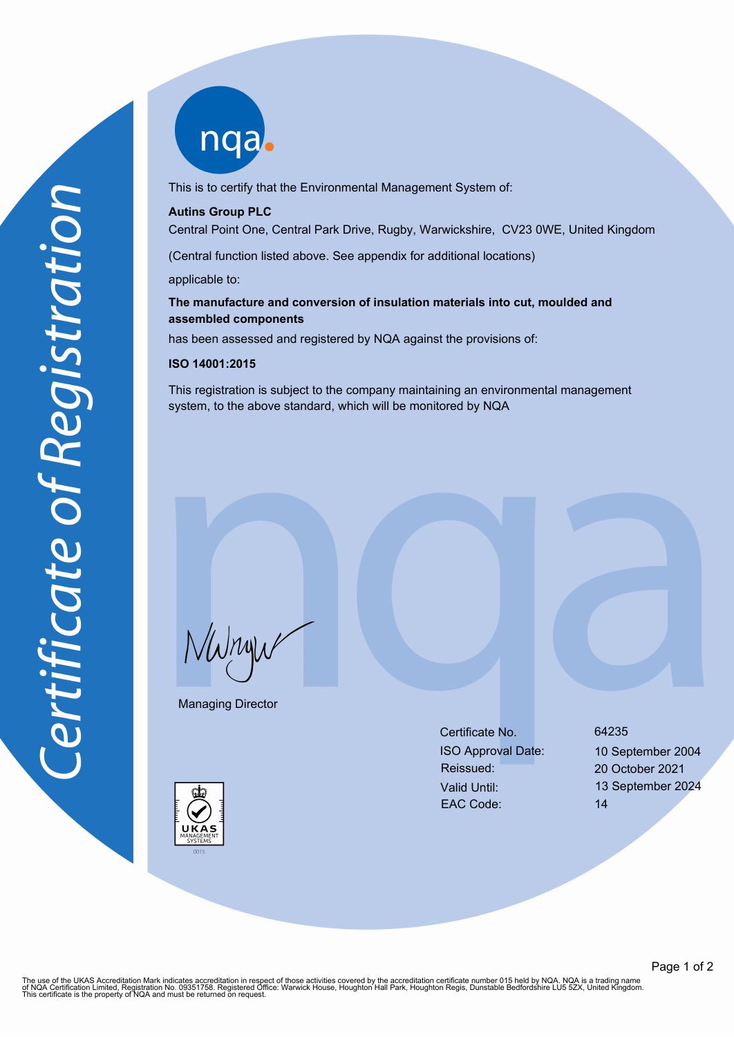# Certificate of Registration

nqa

This is to certify that the Environmental Management System of:

**Autins Group PLC**

Central Point One, Central Park Drive, Rugby, Warwickshire, CV23 0WE, United Kingdom

(Central function listed above. See appendix for additional locations)

applicable to:

**The manufacture and conversion of insulation materials into cut, moulded and assembled components**

has been assessed and registered by NQA against the provisions of:

**ISO 14001:2015**

This registration is subject to the company maintaining an environmental management system, to the above standard, which will be monitored by NQA

Managing Director

| | |
|---|---|
| Certificate No. | 64235 |
| ISO Approval Date: | 10 September 2004 |
| Reissued: | 20 October 2021 |
| Valid Until: | 13 September 2024 |
| EAC Code: | 14 |

UKAS MANAGEMENT SYSTEMS 0015

The use of the UKAS Accreditation Mark indicates accreditation in respect of those activities covered by the accreditation certificate number 015 held by NQA. NQA is a trading name of NQA Certification Limited, Registration No. 09351758. Registered Office: Warwick House, Houghton Hall Park, Houghton Regis, Dunstable Bedfordshire LU5 5ZX, United Kingdom. This certificate is the property of NQA and must be returned on request.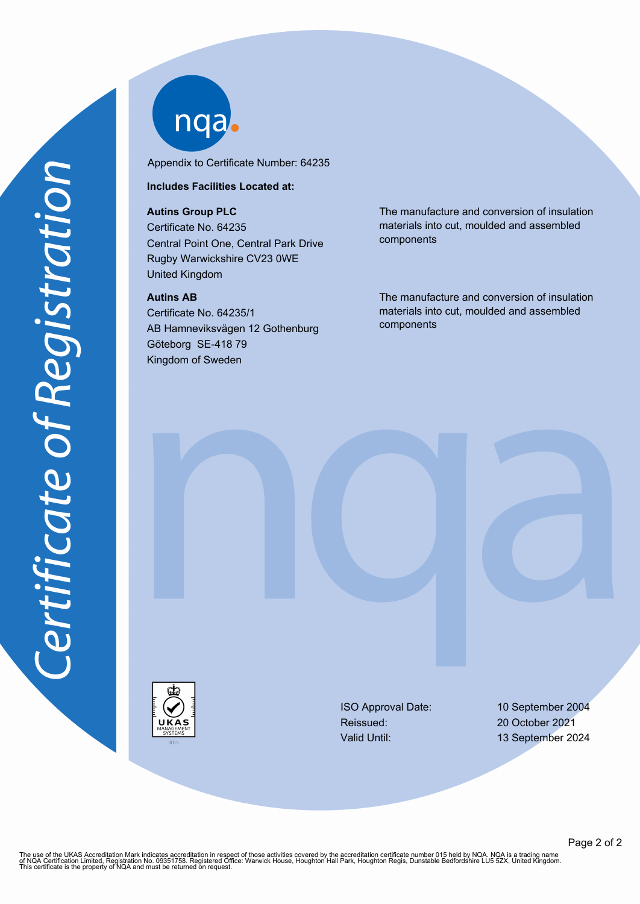*Certificate of Registration*

Appendix to Certificate Number: 64235

**Includes Facilities Located at:**

**Autins Group PLC**
Certificate No. 64235
Central Point One, Central Park Drive
Rugby Warwickshire CV23 0WE
United Kingdom

The manufacture and conversion of insulation materials into cut, moulded and assembled components

**Autins AB**
Certificate No. 64235/1
AB Hamneviksvägen 12 Gothenburg
Göteborg SE-418 79
Kingdom of Sweden

The manufacture and conversion of insulation materials into cut, moulded and assembled components

UKAS MANAGEMENT SYSTEMS 0015

| | |
|---|---|
| ISO Approval Date: | 10 September 2004 |
| Reissued: | 20 October 2021 |
| Valid Until: | 13 September 2024 |

The use of the UKAS Accreditation Mark indicates accreditation in respect of those activities covered by the accreditation certificate number 015 held by NQA. NQA is a trading name of NQA Certification Limited, Registration No. 09351758. Registered Office: Warwick House, Houghton Hall Park, Houghton Regis, Dunstable Bedfordshire LU5 5ZX, United Kingdom. This certificate is the property of NQA and must be returned on request.